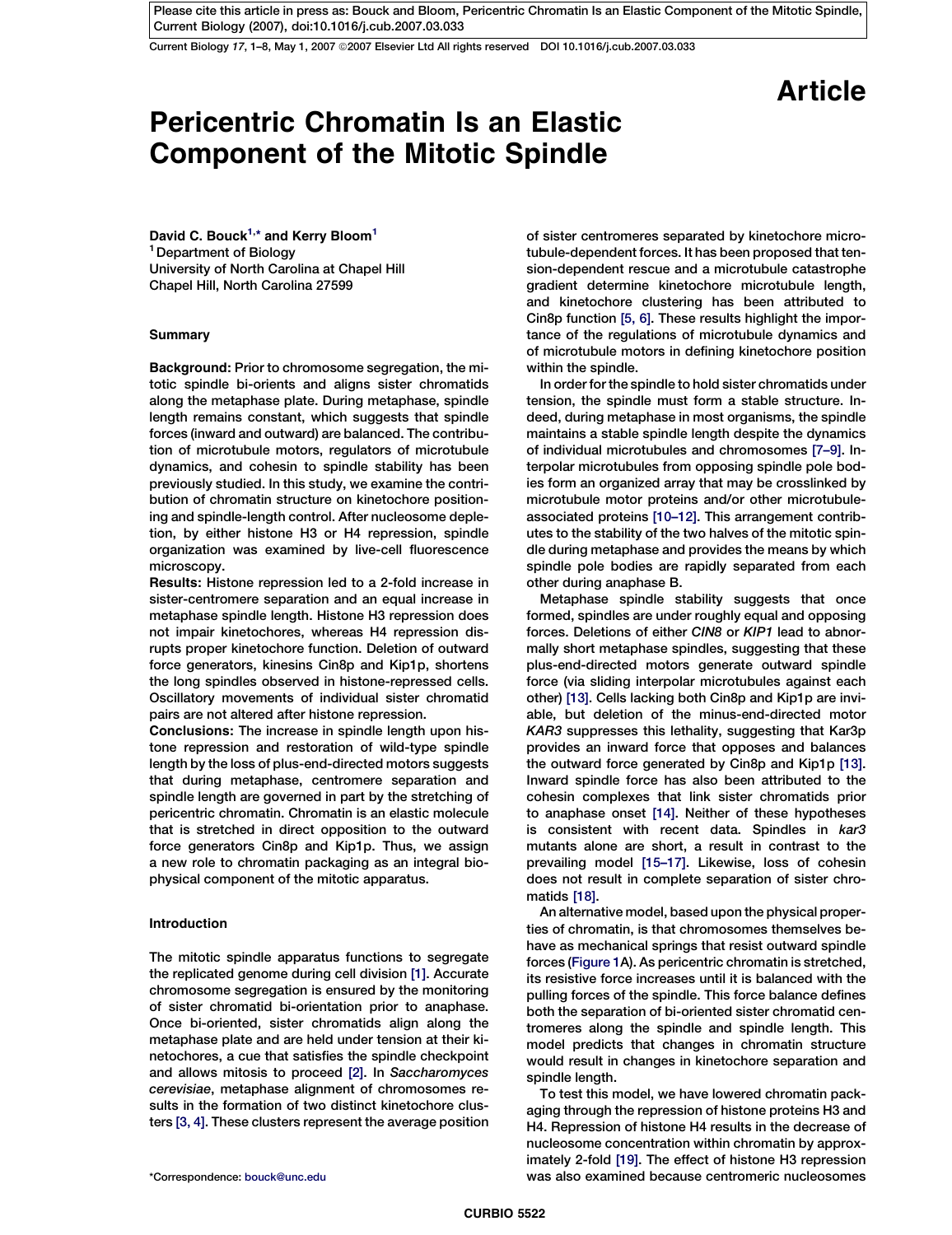Article

# Pericentric Chromatin Is an Elastic Component of the Mitotic Spindle

David C. Bouck[1,*] and Kerry Bloom[1]

[1] Department of Biology
University of North Carolina at Chapel Hill
Chapel Hill, North Carolina 27599

## Summary

**Background:** Prior to chromosome segregation, the mitotic spindle bi-orients and aligns sister chromatids along the metaphase plate. During metaphase, spindle length remains constant, which suggests that spindle forces (inward and outward) are balanced. The contribution of microtubule motors, regulators of microtubule dynamics, and cohesin to spindle stability has been previously studied. In this study, we examine the contribution of chromatin structure on kinetochore positioning and spindle-length control. After nucleosome depletion, by either histone H3 or H4 repression, spindle organization was examined by live-cell fluorescence microscopy.

**Results:** Histone repression led to a 2-fold increase in sister-centromere separation and an equal increase in metaphase spindle length. Histone H3 repression does not impair kinetochores, whereas H4 repression disrupts proper kinetochore function. Deletion of outward force generators, kinesins Cin8p and Kip1p, shortens the long spindles observed in histone-repressed cells. Oscillatory movements of individual sister chromatid pairs are not altered after histone repression.

**Conclusions:** The increase in spindle length upon histone repression and restoration of wild-type spindle length by the loss of plus-end-directed motors suggests that during metaphase, centromere separation and spindle length are governed in part by the stretching of pericentric chromatin. Chromatin is an elastic molecule that is stretched in direct opposition to the outward force generators Cin8p and Kip1p. Thus, we assign a new role to chromatin packaging as an integral biophysical component of the mitotic apparatus.

## Introduction

The mitotic spindle apparatus functions to segregate the replicated genome during cell division [1]. Accurate chromosome segregation is ensured by the monitoring of sister chromatid bi-orientation prior to anaphase. Once bi-oriented, sister chromatids align along the metaphase plate and are held under tension at their kinetochores, a cue that satisfies the spindle checkpoint and allows mitosis to proceed [2]. In *Saccharomyces cerevisiae*, metaphase alignment of chromosomes results in the formation of two distinct kinetochore clusters [3, 4]. These clusters represent the average position of sister centromeres separated by kinetochore microtubule-dependent forces. It has been proposed that tension-dependent rescue and a microtubule catastrophe gradient determine kinetochore microtubule length, and kinetochore clustering has been attributed to Cin8p function [5, 6]. These results highlight the importance of the regulations of microtubule dynamics and of microtubule motors in defining kinetochore position within the spindle.

In order for the spindle to hold sister chromatids under tension, the spindle must form a stable structure. Indeed, during metaphase in most organisms, the spindle maintains a stable spindle length despite the dynamics of individual microtubules and chromosomes [7–9]. Interpolar microtubules from opposing spindle pole bodies form an organized array that may be crosslinked by microtubule motor proteins and/or other microtubule-associated proteins [10–12]. This arrangement contributes to the stability of the two halves of the mitotic spindle during metaphase and provides the means by which spindle pole bodies are rapidly separated from each other during anaphase B.

Metaphase spindle stability suggests that once formed, spindles are under roughly equal and opposing forces. Deletions of either *CIN8* or *KIP1* lead to abnormally short metaphase spindles, suggesting that these plus-end-directed motors generate outward spindle force (via sliding interpolar microtubules against each other) [13]. Cells lacking both Cin8p and Kip1p are inviable, but deletion of the minus-end-directed motor *KAR3* suppresses this lethality, suggesting that Kar3p provides an inward force that opposes and balances the outward force generated by Cin8p and Kip1p [13]. Inward spindle force has also been attributed to the cohesin complexes that link sister chromatids prior to anaphase onset [14]. Neither of these hypotheses is consistent with recent data. Spindles in *kar3* mutants alone are short, a result in contrast to the prevailing model [15–17]. Likewise, loss of cohesin does not result in complete separation of sister chromatids [18].

An alternative model, based upon the physical properties of chromatin, is that chromosomes themselves behave as mechanical springs that resist outward spindle forces (Figure 1A). As pericentric chromatin is stretched, its resistive force increases until it is balanced with the pulling forces of the spindle. This force balance defines both the separation of bi-oriented sister chromatid centromeres along the spindle and spindle length. This model predicts that changes in chromatin structure would result in changes in kinetochore separation and spindle length.

To test this model, we have lowered chromatin packaging through the repression of histone proteins H3 and H4. Repression of histone H4 results in the decrease of nucleosome concentration within chromatin by approximately 2-fold [19]. The effect of histone H3 repression was also examined because centromeric nucleosomes

*Correspondence: bouck@unc.edu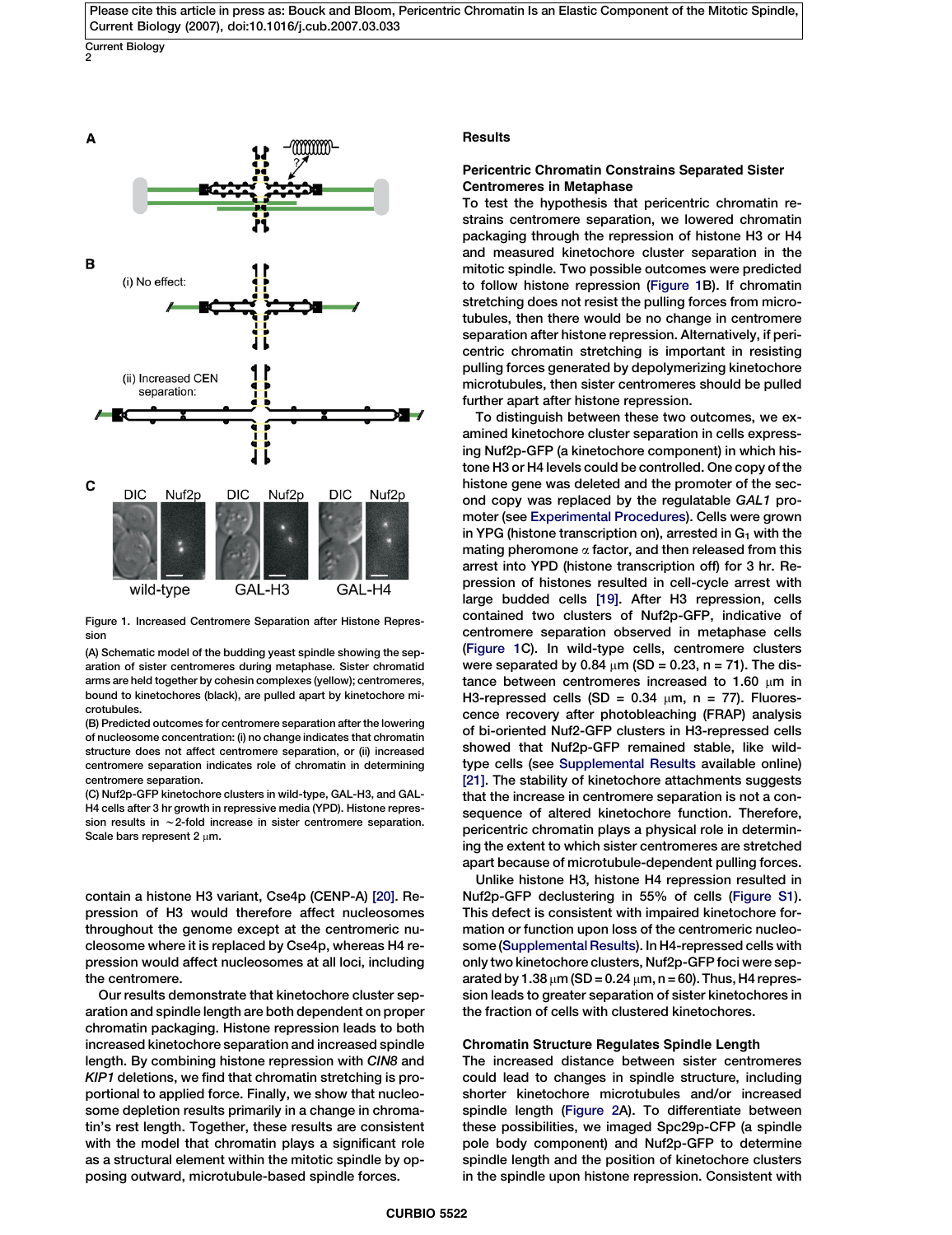Figure 1. Increased Centromere Separation after Histone Repression

(A) Schematic model of the budding yeast spindle showing the separation of sister centromeres during metaphase. Sister chromatid arms are held together by cohesin complexes (yellow); centromeres, bound to kinetochores (black), are pulled apart by kinetochore microtubules.

(B) Predicted outcomes for centromere separation after the lowering of nucleosome concentration: (i) no change indicates that chromatin structure does not affect centromere separation, or (ii) increased centromere separation indicates role of chromatin in determining centromere separation.

(C) Nuf2p-GFP kinetochore clusters in wild-type, GAL-H3, and GAL-H4 cells after 3 hr growth in repressive media (YPD). Histone repression results in ~2-fold increase in sister centromere separation. Scale bars represent 2 μm.

contain a histone H3 variant, Cse4p (CENP-A) [20]. Repression of H3 would therefore affect nucleosomes throughout the genome except at the centromeric nucleosome where it is replaced by Cse4p, whereas H4 repression would affect nucleosomes at all loci, including the centromere.

Our results demonstrate that kinetochore cluster separation and spindle length are both dependent on proper chromatin packaging. Histone repression leads to both increased kinetochore separation and increased spindle length. By combining histone repression with *CIN8* and *KIP1* deletions, we find that chromatin stretching is proportional to applied force. Finally, we show that nucleosome depletion results primarily in a change in chromatin's rest length. Together, these results are consistent with the model that chromatin plays a significant role as a structural element within the mitotic spindle by opposing outward, microtubule-based spindle forces.

## Results

### Pericentric Chromatin Constrains Separated Sister Centromeres in Metaphase

To test the hypothesis that pericentric chromatin restrains centromere separation, we lowered chromatin packaging through the repression of histone H3 or H4 and measured kinetochore cluster separation in the mitotic spindle. Two possible outcomes were predicted to follow histone repression (Figure 1B). If chromatin stretching does not resist the pulling forces from microtubules, then there would be no change in centromere separation after histone repression. Alternatively, if pericentric chromatin stretching is important in resisting pulling forces generated by depolymerizing kinetochore microtubules, then sister centromeres should be pulled further apart after histone repression.

To distinguish between these two outcomes, we examined kinetochore cluster separation in cells expressing Nuf2p-GFP (a kinetochore component) in which histone H3 or H4 levels could be controlled. One copy of the histone gene was deleted and the promoter of the second copy was replaced by the regulatable *GAL1* promoter (see Experimental Procedures). Cells were grown in YPG (histone transcription on), arrested in $G_1$ with the mating pheromone α factor, and then released from this arrest into YPD (histone transcription off) for 3 hr. Repression of histones resulted in cell-cycle arrest with large budded cells [19]. After H3 repression, cells contained two clusters of Nuf2p-GFP, indicative of centromere separation observed in metaphase cells (Figure 1C). In wild-type cells, centromere clusters were separated by 0.84 μm (SD = 0.23, n = 71). The distance between centromeres increased to 1.60 μm in H3-repressed cells (SD = 0.34 μm, n = 77). Fluorescence recovery after photobleaching (FRAP) analysis of bi-oriented Nuf2-GFP clusters in H3-repressed cells showed that Nuf2p-GFP remained stable, like wild-type cells (see Supplemental Results available online) [21]. The stability of kinetochore attachments suggests that the increase in centromere separation is not a consequence of altered kinetochore function. Therefore, pericentric chromatin plays a physical role in determining the extent to which sister centromeres are stretched apart because of microtubule-dependent pulling forces.

Unlike histone H3, histone H4 repression resulted in Nuf2p-GFP declustering in 55% of cells (Figure S1). This defect is consistent with impaired kinetochore formation or function upon loss of the centromeric nucleosome (Supplemental Results). In H4-repressed cells with only two kinetochore clusters, Nuf2p-GFP foci were separated by 1.38 μm (SD = 0.24 μm, n = 60). Thus, H4 repression leads to greater separation of sister kinetochores in the fraction of cells with clustered kinetochores.

### Chromatin Structure Regulates Spindle Length

The increased distance between sister centromeres could lead to changes in spindle structure, including shorter kinetochore microtubules and/or increased spindle length (Figure 2A). To differentiate between these possibilities, we imaged Spc29p-CFP (a spindle pole body component) and Nuf2p-GFP to determine spindle length and the position of kinetochore clusters in the spindle upon histone repression. Consistent with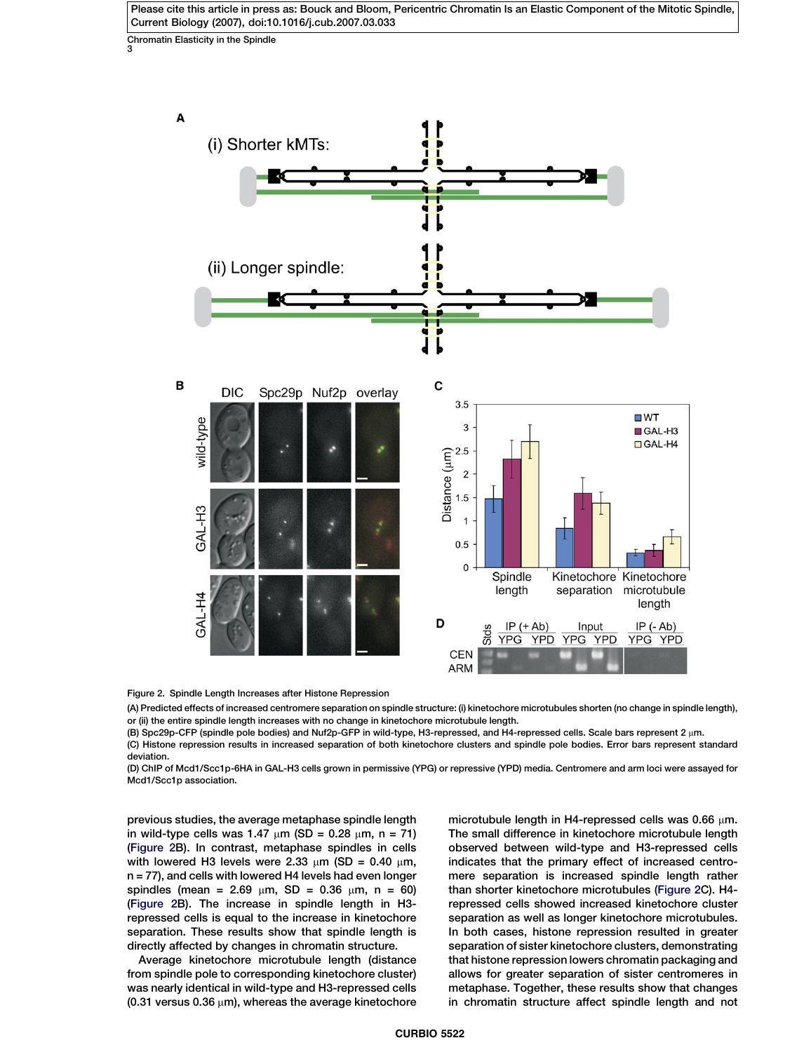Figure 2. Spindle Length Increases after Histone Repression

(A) Predicted effects of increased centromere separation on spindle structure: (i) kinetochore microtubules shorten (no change in spindle length), or (ii) the entire spindle length increases with no change in kinetochore microtubule length.

(B) Spc29p-CFP (spindle pole bodies) and Nuf2p-GFP in wild-type, H3-repressed, and H4-repressed cells. Scale bars represent 2 μm.

(C) Histone repression results in increased separation of both kinetochore clusters and spindle pole bodies. Error bars represent standard deviation.

(D) ChIP of Mcd1/Scc1p-6HA in GAL-H3 cells grown in permissive (YPG) or repressive (YPD) media. Centromere and arm loci were assayed for Mcd1/Scc1p association.

previous studies, the average metaphase spindle length in wild-type cells was 1.47 μm (SD = 0.28 μm, n = 71) (Figure 2B). In contrast, metaphase spindles in cells with lowered H3 levels were 2.33 μm (SD = 0.40 μm, n = 77), and cells with lowered H4 levels had even longer spindles (mean = 2.69 μm, SD = 0.36 μm, n = 60) (Figure 2B). The increase in spindle length in H3-repressed cells is equal to the increase in kinetochore separation. These results show that spindle length is directly affected by changes in chromatin structure.

Average kinetochore microtubule length (distance from spindle pole to corresponding kinetochore cluster) was nearly identical in wild-type and H3-repressed cells (0.31 versus 0.36 μm), whereas the average kinetochore microtubule length in H4-repressed cells was 0.66 μm. The small difference in kinetochore microtubule length observed between wild-type and H3-repressed cells indicates that the primary effect of increased centromere separation is increased spindle length rather than shorter kinetochore microtubules (Figure 2C). H4-repressed cells showed increased kinetochore cluster separation as well as longer kinetochore microtubules. In both cases, histone repression resulted in greater separation of sister kinetochore clusters, demonstrating that histone repression lowers chromatin packaging and allows for greater separation of sister centromeres in metaphase. Together, these results show that changes in chromatin structure affect spindle length and not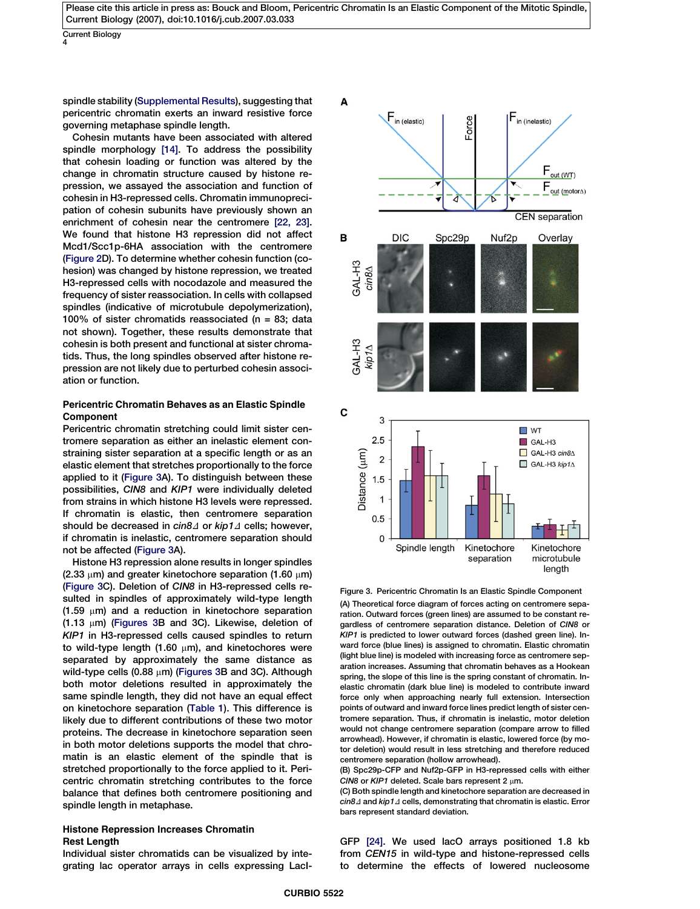spindle stability (Supplemental Results), suggesting that pericentric chromatin exerts an inward resistive force governing metaphase spindle length.

Cohesin mutants have been associated with altered spindle morphology [14]. To address the possibility that cohesin loading or function was altered by the change in chromatin structure caused by histone repression, we assayed the association and function of cohesin in H3-repressed cells. Chromatin immunoprecipitation of cohesin subunits have previously shown an enrichment of cohesin near the centromere [22, 23]. We found that histone H3 repression did not affect Mcd1/Scc1p-6HA association with the centromere (Figure 2D). To determine whether cohesin function (cohesion) was changed by histone repression, we treated H3-repressed cells with nocodazole and measured the frequency of sister reassociation. In cells with collapsed spindles (indicative of microtubule depolymerization), 100% of sister chromatids reassociated (n = 83; data not shown). Together, these results demonstrate that cohesin is both present and functional at sister chromatids. Thus, the long spindles observed after histone repression are not likely due to perturbed cohesin association or function.

### Pericentric Chromatin Behaves as an Elastic Spindle Component

Pericentric chromatin stretching could limit sister centromere separation as either an inelastic element constraining sister separation at a specific length or as an elastic element that stretches proportionally to the force applied to it (Figure 3A). To distinguish between these possibilities, *CIN8* and *KIP1* were individually deleted from strains in which histone H3 levels were repressed. If chromatin is elastic, then centromere separation should be decreased in *cin8Δ* or *kip1Δ* cells; however, if chromatin is inelastic, centromere separation should not be affected (Figure 3A).

Histone H3 repression alone results in longer spindles (2.33 μm) and greater kinetochore separation (1.60 μm) (Figure 3C). Deletion of *CIN8* in H3-repressed cells resulted in spindles of approximately wild-type length (1.59 μm) and a reduction in kinetochore separation (1.13 μm) (Figures 3B and 3C). Likewise, deletion of *KIP1* in H3-repressed cells caused spindles to return to wild-type length (1.60 μm), and kinetochores were separated by approximately the same distance as wild-type cells (0.88 μm) (Figures 3B and 3C). Although both motor deletions resulted in approximately the same spindle length, they did not have an equal effect on kinetochore separation (Table 1). This difference is likely due to different contributions of these two motor proteins. The decrease in kinetochore separation seen in both motor deletions supports the model that chromatin is an elastic element of the spindle that is stretched proportionally to the force applied to it. Pericentric chromatin stretching contributes to the force balance that defines both centromere positioning and spindle length in metaphase.

Figure 3. Pericentric Chromatin Is an Elastic Spindle Component

(A) Theoretical force diagram of forces acting on centromere separation. Outward forces (green lines) are assumed to be constant regardless of centromere separation distance. Deletion of *CIN8* or *KIP1* is predicted to lower outward forces (dashed green line). Inward force (blue lines) is assigned to chromatin. Elastic chromatin (light blue line) is modeled with increasing force as centromere separation increases. Assuming that chromatin behaves as a Hookean spring, the slope of this line is the spring constant of chromatin. Inelastic chromatin (dark blue line) is modeled to contribute inward force only when approaching nearly full extension. Intersection points of outward and inward force lines predict length of sister centromere separation. Thus, if chromatin is inelastic, motor deletion would not change centromere separation (compare arrow to filled arrowhead). However, if chromatin is elastic, lowered force (by motor deletion) would result in less stretching and therefore reduced centromere separation (hollow arrowhead).

(B) Spc29p-CFP and Nuf2p-GFP in H3-repressed cells with either *CIN8* or *KIP1* deleted. Scale bars represent 2 μm.

(C) Both spindle length and kinetochore separation are decreased in *cin8Δ* and *kip1Δ* cells, demonstrating that chromatin is elastic. Error bars represent standard deviation.

### Histone Repression Increases Chromatin Rest Length

Individual sister chromatids can be visualized by integrating lac operator arrays in cells expressing LacI-GFP [24]. We used lacO arrays positioned 1.8 kb from *CEN15* in wild-type and histone-repressed cells to determine the effects of lowered nucleosome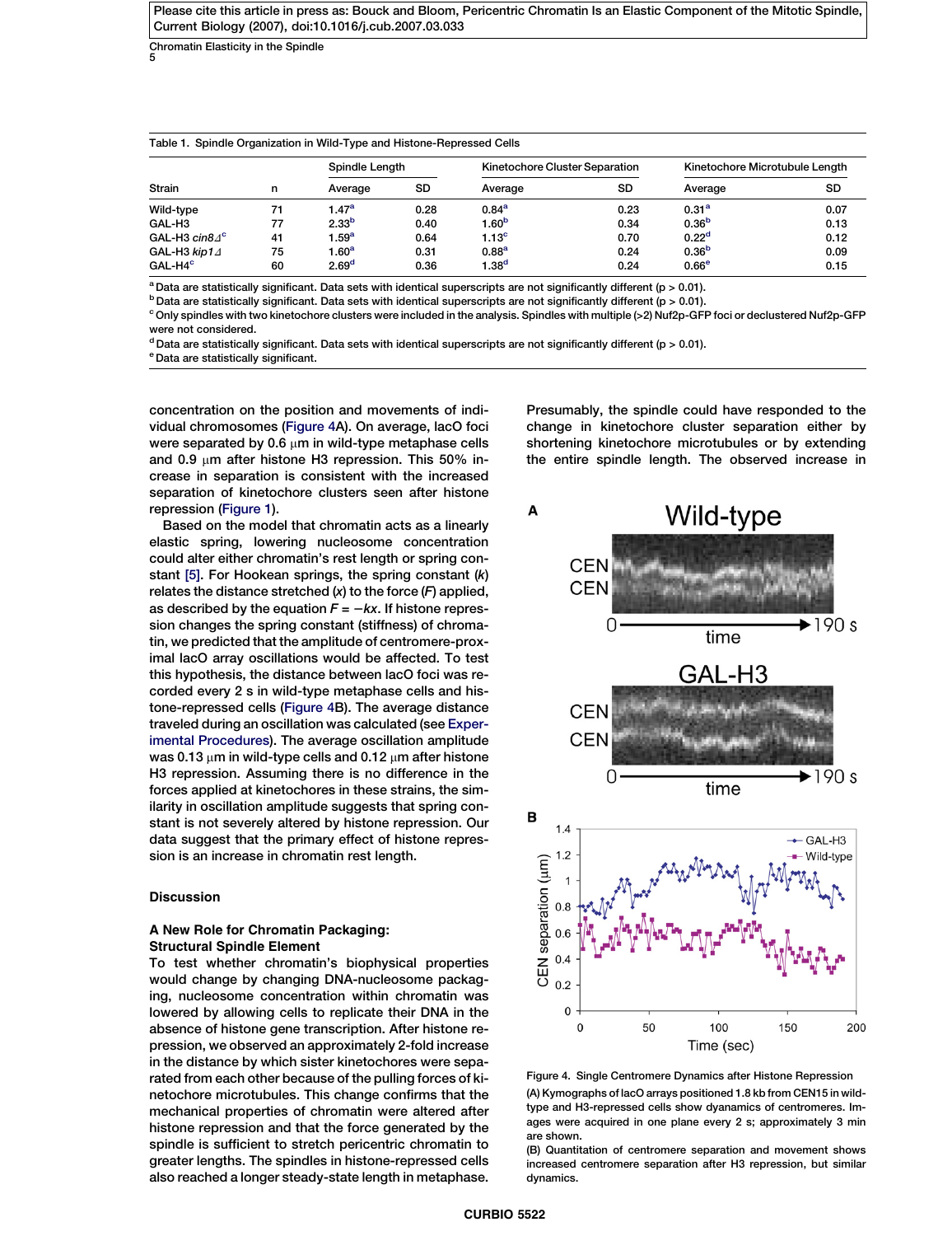Table 1. Spindle Organization in Wild-Type and Histone-Repressed Cells

| Strain | n | Spindle Length | | Kinetochore Cluster Separation | | Kinetochore Microtubule Length | |
|---|---|---|---|---|---|---|---|
| | | Average | SD | Average | SD | Average | SD |
| Wild-type | 71 | 1.47[a] | 0.28 | 0.84[a] | 0.23 | 0.31[a] | 0.07 |
| GAL-H3 | 77 | 2.33[b] | 0.40 | 1.60[b] | 0.34 | 0.36[b] | 0.13 |
| GAL-H3 *cin8Δ*[c] | 41 | 1.59[a] | 0.64 | 1.13[c] | 0.70 | 0.22[d] | 0.12 |
| GAL-H3 *kip1Δ* | 75 | 1.60[a] | 0.31 | 0.88[a] | 0.24 | 0.36[b] | 0.09 |
| GAL-H4[c] | 60 | 2.69[d] | 0.36 | 1.38[d] | 0.24 | 0.66[e] | 0.15 |

[a] Data are statistically significant. Data sets with identical superscripts are not significantly different ($p > 0.01$).
[b] Data are statistically significant. Data sets with identical superscripts are not significantly different ($p > 0.01$).
[c] Only spindles with two kinetochore clusters were included in the analysis. Spindles with multiple (>2) Nuf2p-GFP foci or declustered Nuf2p-GFP were not considered.
[d] Data are statistically significant. Data sets with identical superscripts are not significantly different ($p > 0.01$).
[e] Data are statistically significant.

concentration on the position and movements of individual chromosomes (Figure 4A). On average, lacO foci were separated by 0.6 μm in wild-type metaphase cells and 0.9 μm after histone H3 repression. This 50% increase in separation is consistent with the increased separation of kinetochore clusters seen after histone repression (Figure 1).

Based on the model that chromatin acts as a linearly elastic spring, lowering nucleosome concentration could alter either chromatin's rest length or spring constant [5]. For Hookean springs, the spring constant ($k$) relates the distance stretched ($x$) to the force ($F$) applied, as described by the equation $F = -kx$. If histone repression changes the spring constant (stiffness) of chromatin, we predicted that the amplitude of centromere-proximal lacO array oscillations would be affected. To test this hypothesis, the distance between lacO foci was recorded every 2 s in wild-type metaphase cells and histone-repressed cells (Figure 4B). The average distance traveled during an oscillation was calculated (see Experimental Procedures). The average oscillation amplitude was 0.13 μm in wild-type cells and 0.12 μm after histone H3 repression. Assuming there is no difference in the forces applied at kinetochores in these strains, the similarity in oscillation amplitude suggests that spring constant is not severely altered by histone repression. Our data suggest that the primary effect of histone repression is an increase in chromatin rest length.

## Discussion

### A New Role for Chromatin Packaging: Structural Spindle Element

To test whether chromatin's biophysical properties would change by changing DNA-nucleosome packaging, nucleosome concentration within chromatin was lowered by allowing cells to replicate their DNA in the absence of histone gene transcription. After histone repression, we observed an approximately 2-fold increase in the distance by which sister kinetochores were separated from each other because of the pulling forces of kinetochore microtubules. This change confirms that the mechanical properties of chromatin were altered after histone repression and that the force generated by the spindle is sufficient to stretch pericentric chromatin to greater lengths. The spindles in histone-repressed cells also reached a longer steady-state length in metaphase. Presumably, the spindle could have responded to the change in kinetochore cluster separation either by shortening kinetochore microtubules or by extending the entire spindle length. The observed increase in

Figure 4. Single Centromere Dynamics after Histone Repression
(A) Kymographs of lacO arrays positioned 1.8 kb from CEN15 in wild-type and H3-repressed cells show dynamics of centromeres. Images were acquired in one plane every 2 s; approximately 3 min are shown.
(B) Quantitation of centromere separation and movement shows increased centromere separation after H3 repression, but similar dynamics.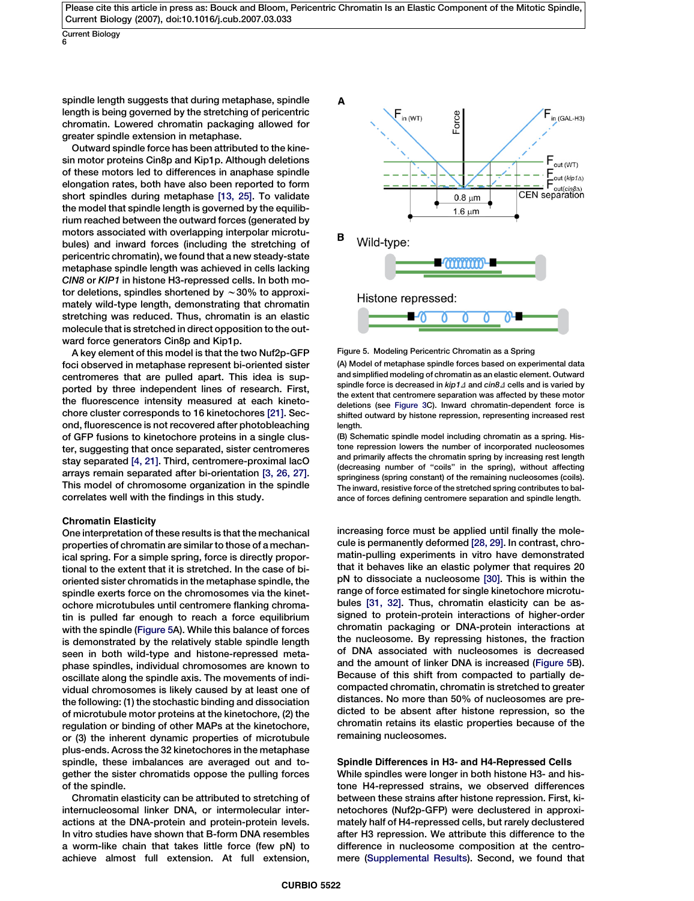spindle length suggests that during metaphase, spindle length is being governed by the stretching of pericentric chromatin. Lowered chromatin packaging allowed for greater spindle extension in metaphase.

Outward spindle force has been attributed to the kinesin motor proteins Cin8p and Kip1p. Although deletions of these motors led to differences in anaphase spindle elongation rates, both have also been reported to form short spindles during metaphase [13, 25]. To validate the model that spindle length is governed by the equilibrium reached between the outward forces (generated by motors associated with overlapping interpolar microtubules) and inward forces (including the stretching of pericentric chromatin), we found that a new steady-state metaphase spindle length was achieved in cells lacking *CIN8* or *KIP1* in histone H3-repressed cells. In both motor deletions, spindles shortened by ~30% to approximately wild-type length, demonstrating that chromatin stretching was reduced. Thus, chromatin is an elastic molecule that is stretched in direct opposition to the outward force generators Cin8p and Kip1p.

A key element of this model is that the two Nuf2p-GFP foci observed in metaphase represent bi-oriented sister centromeres that are pulled apart. This idea is supported by three independent lines of research. First, the fluorescence intensity measured at each kinetochore cluster corresponds to 16 kinetochores [21]. Second, fluorescence is not recovered after photobleaching of GFP fusions to kinetochore proteins in a single cluster, suggesting that once separated, sister centromeres stay separated [4, 21]. Third, centromere-proximal lacO arrays remain separated after bi-orientation [3, 26, 27]. This model of chromosome organization in the spindle correlates well with the findings in this study.

### Chromatin Elasticity

One interpretation of these results is that the mechanical properties of chromatin are similar to those of a mechanical spring. For a simple spring, force is directly proportional to the extent that it is stretched. In the case of bi-oriented sister chromatids in the metaphase spindle, the spindle exerts force on the chromosomes via the kinetochore microtubules until centromere flanking chromatin is pulled far enough to reach a force equilibrium with the spindle (Figure 5A). While this balance of forces is demonstrated by the relatively stable spindle length seen in both wild-type and histone-repressed metaphase spindles, individual chromosomes are known to oscillate along the spindle axis. The movements of individual chromosomes is likely caused by at least one of the following: (1) the stochastic binding and dissociation of microtubule motor proteins at the kinetochore, (2) the regulation or binding of other MAPs at the kinetochore, or (3) the inherent dynamic properties of microtubule plus-ends. Across the 32 kinetochores in the metaphase spindle, these imbalances are averaged out and together the sister chromatids oppose the pulling forces of the spindle.

Chromatin elasticity can be attributed to stretching of internucleosomal linker DNA, or intermolecular interactions at the DNA-protein and protein-protein levels. In vitro studies have shown that B-form DNA resembles a worm-like chain that takes little force (few pN) to achieve almost full extension. At full extension, increasing force must be applied until finally the molecule is permanently deformed [28, 29]. In contrast, chromatin-pulling experiments in vitro have demonstrated that it behaves like an elastic polymer that requires 20 pN to dissociate a nucleosome [30]. This is within the range of force estimated for single kinetochore microtubules [31, 32]. Thus, chromatin elasticity can be assigned to protein-protein interactions of higher-order chromatin packaging or DNA-protein interactions at the nucleosome. By repressing histones, the fraction of DNA associated with nucleosomes is decreased and the amount of linker DNA is increased (Figure 5B). Because of this shift from compacted to partially decompacted chromatin, chromatin is stretched to greater distances. No more than 50% of nucleosomes are predicted to be absent after histone repression, so the chromatin retains its elastic properties because of the remaining nucleosomes.

Figure 5. Modeling Pericentric Chromatin as a Spring

(A) Model of metaphase spindle forces based on experimental data and simplified modeling of chromatin as an elastic element. Outward spindle force is decreased in *kip1Δ* and *cin8Δ* cells and is varied by the extent that centromere separation was affected by these motor deletions (see Figure 3C). Inward chromatin-dependent force is shifted outward by histone repression, representing increased rest length.

(B) Schematic spindle model including chromatin as a spring. Histone repression lowers the number of incorporated nucleosomes and primarily affects the chromatin spring by increasing rest length (decreasing number of "coils" in the spring), without affecting springiness (spring constant) of the remaining nucleosomes (coils). The inward, resistive force of the stretched spring contributes to balance of forces defining centromere separation and spindle length.

### Spindle Differences in H3- and H4-Repressed Cells

While spindles were longer in both histone H3- and histone H4-repressed strains, we observed differences between these strains after histone repression. First, kinetochores (Nuf2p-GFP) were declustered in approximately half of H4-repressed cells, but rarely declustered after H3 repression. We attribute this difference to the difference in nucleosome composition at the centromere (Supplemental Results). Second, we found that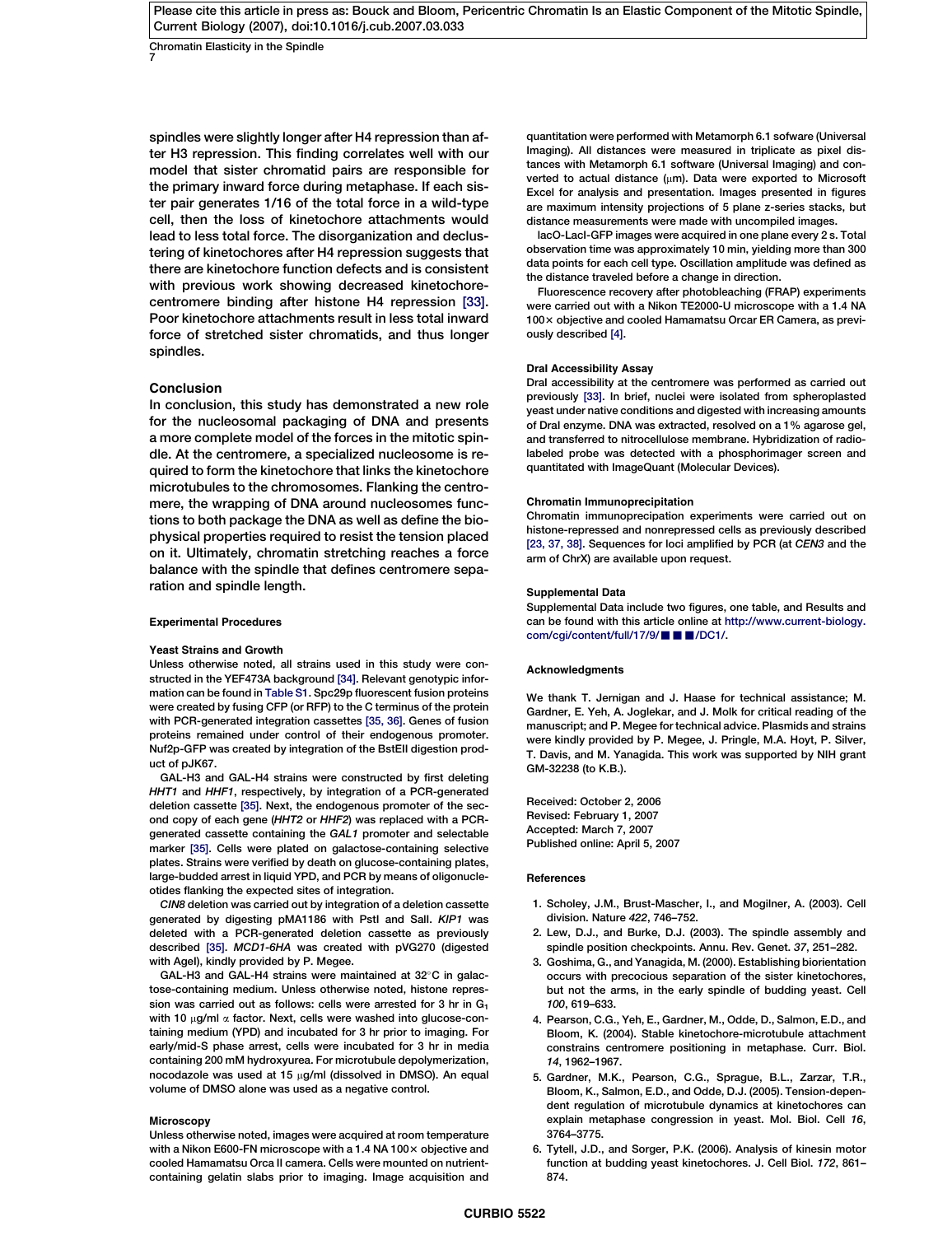spindles were slightly longer after H4 repression than after H3 repression. This finding correlates well with our model that sister chromatid pairs are responsible for the primary inward force during metaphase. If each sister pair generates 1/16 of the total force in a wild-type cell, then the loss of kinetochore attachments would lead to less total force. The disorganization and declustering of kinetochores after H4 repression suggests that there are kinetochore function defects and is consistent with previous work showing decreased kinetochore-centromere binding after histone H4 repression [33]. Poor kinetochore attachments result in less total inward force of stretched sister chromatids, and thus longer spindles.

## Conclusion

In conclusion, this study has demonstrated a new role for the nucleosomal packaging of DNA and presents a more complete model of the forces in the mitotic spindle. At the centromere, a specialized nucleosome is required to form the kinetochore that links the kinetochore microtubules to the chromosomes. Flanking the centromere, the wrapping of DNA around nucleosomes functions to both package the DNA as well as define the biophysical properties required to resist the tension placed on it. Ultimately, chromatin stretching reaches a force balance with the spindle that defines centromere separation and spindle length.

## Experimental Procedures

### Yeast Strains and Growth

Unless otherwise noted, all strains used in this study were constructed in the YEF473A background [34]. Relevant genotypic information can be found in Table S1. Spc29p fluorescent fusion proteins were created by fusing CFP (or RFP) to the C terminus of the protein with PCR-generated integration cassettes [35, 36]. Genes of fusion proteins remained under control of their endogenous promoter. Nuf2p-GFP was created by integration of the BstEII digestion product of pJK67.

GAL-H3 and GAL-H4 strains were constructed by first deleting *HHT1* and *HHF1*, respectively, by integration of a PCR-generated deletion cassette [35]. Next, the endogenous promoter of the second copy of each gene (*HHT2* or *HHF2*) was replaced with a PCR-generated cassette containing the *GAL1* promoter and selectable marker [35]. Cells were plated on galactose-containing selective plates. Strains were verified by death on glucose-containing plates, large-budded arrest in liquid YPD, and PCR by means of oligonucleotides flanking the expected sites of integration.

*CIN8* deletion was carried out by integration of a deletion cassette generated by digesting pMA1186 with PstI and SalI. *KIP1* was deleted with a PCR-generated deletion cassette as previously described [35]. *MCD1-6HA* was created with pVG270 (digested with AgeI), kindly provided by P. Megee.

GAL-H3 and GAL-H4 strains were maintained at 32°C in galactose-containing medium. Unless otherwise noted, histone repression was carried out as follows: cells were arrested for 3 hr in $G_1$ with 10 μg/ml α factor. Next, cells were washed into glucose-containing medium (YPD) and incubated for 3 hr prior to imaging. For early/mid-S phase arrest, cells were incubated for 3 hr in media containing 200 mM hydroxyurea. For microtubule depolymerization, nocodazole was used at 15 μg/ml (dissolved in DMSO). An equal volume of DMSO alone was used as a negative control.

### Microscopy

Unless otherwise noted, images were acquired at room temperature with a Nikon E600-FN microscope with a 1.4 NA 100× objective and cooled Hamamatsu Orca II camera. Cells were mounted on nutrient-containing gelatin slabs prior to imaging. Image acquisition and quantitation were performed with Metamorph 6.1 sofware (Universal Imaging). All distances were measured in triplicate as pixel distances with Metamorph 6.1 software (Universal Imaging) and converted to actual distance (μm). Data were exported to Microsoft Excel for analysis and presentation. Images presented in figures are maximum intensity projections of 5 plane z-series stacks, but distance measurements were made with uncompiled images.

lacO-LacI-GFP images were acquired in one plane every 2 s. Total observation time was approximately 10 min, yielding more than 300 data points for each cell type. Oscillation amplitude was defined as the distance traveled before a change in direction.

Fluorescence recovery after photobleaching (FRAP) experiments were carried out with a Nikon TE2000-U microscope with a 1.4 NA 100× objective and cooled Hamamatsu Orcar ER Camera, as previously described [4].

### DraI Accessibility Assay

DraI accessibility at the centromere was performed as carried out previously [33]. In brief, nuclei were isolated from spheroplasted yeast under native conditions and digested with increasing amounts of DraI enzyme. DNA was extracted, resolved on a 1% agarose gel, and transferred to nitrocellulose membrane. Hybridization of radiolabeled probe was detected with a phosphorimager screen and quantitated with ImageQuant (Molecular Devices).

### Chromatin Immunoprecipitation

Chromatin immunoprecipitation experiments were carried out on histone-repressed and nonrepressed cells as previously described [23, 37, 38]. Sequences for loci amplified by PCR (at *CEN3* and the arm of ChrX) are available upon request.

### Supplemental Data

Supplemental Data include two figures, one table, and Results and can be found with this article online at http://www.current-biology.com/cgi/content/full/17/9/■■■/DC1/.

## Acknowledgments

We thank T. Jernigan and J. Haase for technical assistance; M. Gardner, E. Yeh, A. Joglekar, and J. Molk for critical reading of the manuscript; and P. Megee for technical advice. Plasmids and strains were kindly provided by P. Megee, J. Pringle, M.A. Hoyt, P. Silver, T. Davis, and M. Yanagida. This work was supported by NIH grant GM-32238 (to K.B.).

Received: October 2, 2006
Revised: February 1, 2007
Accepted: March 7, 2007
Published online: April 5, 2007

## References

1. Scholey, J.M., Brust-Mascher, I., and Mogilner, A. (2003). Cell division. Nature *422*, 746–752.
2. Lew, D.J., and Burke, D.J. (2003). The spindle assembly and spindle position checkpoints. Annu. Rev. Genet. *37*, 251–282.
3. Goshima, G., and Yanagida, M. (2000). Establishing biorientation occurs with precocious separation of the sister kinetochores, but not the arms, in the early spindle of budding yeast. Cell *100*, 619–633.
4. Pearson, C.G., Yeh, E., Gardner, M., Odde, D., Salmon, E.D., and Bloom, K. (2004). Stable kinetochore-microtubule attachment constrains centromere positioning in metaphase. Curr. Biol. *14*, 1962–1967.
5. Gardner, M.K., Pearson, C.G., Sprague, B.L., Zarzar, T.R., Bloom, K., Salmon, E.D., and Odde, D.J. (2005). Tension-dependent regulation of microtubule dynamics at kinetochores can explain metaphase congression in yeast. Mol. Biol. Cell *16*, 3764–3775.
6. Tytell, J.D., and Sorger, P.K. (2006). Analysis of kinesin motor function at budding yeast kinetochores. J. Cell Biol. *172*, 861–874.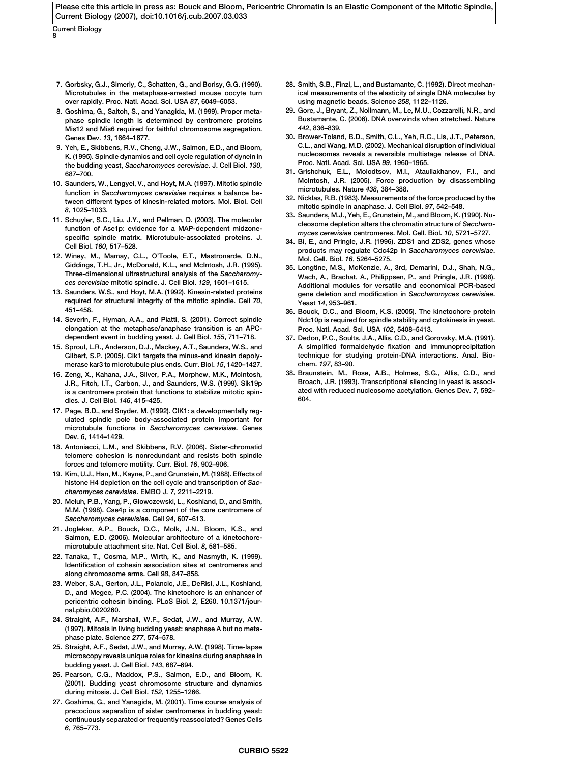7. Gorbsky, G.J., Simerly, C., Schatten, G., and Borisy, G.G. (1990). Microtubules in the metaphase-arrested mouse oocyte turn over rapidly. Proc. Natl. Acad. Sci. USA *87*, 6049–6053.
8. Goshima, G., Saitoh, S., and Yanagida, M. (1999). Proper metaphase spindle length is determined by centromere proteins Mis12 and Mis6 required for faithful chromosome segregation. Genes Dev. *13*, 1664–1677.
9. Yeh, E., Skibbens, R.V., Cheng, J.W., Salmon, E.D., and Bloom, K. (1995). Spindle dynamics and cell cycle regulation of dynein in the budding yeast, *Saccharomyces cerevisiae*. J. Cell Biol. *130*, 687–700.
10. Saunders, W., Lengyel, V., and Hoyt, M.A. (1997). Mitotic spindle function in *Saccharomyces cerevisiae* requires a balance between different types of kinesin-related motors. Mol. Biol. Cell *8*, 1025–1033.
11. Schuyler, S.C., Liu, J.Y., and Pellman, D. (2003). The molecular function of Ase1p: evidence for a MAP-dependent midzone-specific spindle matrix. Microtubule-associated proteins. J. Cell Biol. *160*, 517–528.
12. Winey, M., Mamay, C.L., O'Toole, E.T., Mastronarde, D.N., Giddings, T.H., Jr., McDonald, K.L., and McIntosh, J.R. (1995). Three-dimensional ultrastructural analysis of the *Saccharomyces cerevisiae* mitotic spindle. J. Cell Biol. *129*, 1601–1615.
13. Saunders, W.S., and Hoyt, M.A. (1992). Kinesin-related proteins required for structural integrity of the mitotic spindle. Cell *70*, 451–458.
14. Severin, F., Hyman, A.A., and Piatti, S. (2001). Correct spindle elongation at the metaphase/anaphase transition is an APC-dependent event in budding yeast. J. Cell Biol. *155*, 711–718.
15. Sproul, L.R., Anderson, D.J., Mackey, A.T., Saunders, W.S., and Gilbert, S.P. (2005). Cik1 targets the minus-end kinesin depolymerase kar3 to microtubule plus ends. Curr. Biol. *15*, 1420–1427.
16. Zeng, X., Kahana, J.A., Silver, P.A., Morphew, M.K., McIntosh, J.R., Fitch, I.T., Carbon, J., and Saunders, W.S. (1999). Slk19p is a centromere protein that functions to stabilize mitotic spindles. J. Cell Biol. *146*, 415–425.
17. Page, B.D., and Snyder, M. (1992). CIK1: a developmentally regulated spindle pole body-associated protein important for microtubule functions in *Saccharomyces cerevisiae*. Genes Dev. *6*, 1414–1429.
18. Antoniacci, L.M., and Skibbens, R.V. (2006). Sister-chromatid telomere cohesion is nonredundant and resists both spindle forces and telomere motility. Curr. Biol. *16*, 902–906.
19. Kim, U.J., Han, M., Kayne, P., and Grunstein, M. (1988). Effects of histone H4 depletion on the cell cycle and transcription of *Saccharomyces cerevisiae*. EMBO J. *7*, 2211–2219.
20. Meluh, P.B., Yang, P., Glowczewski, L., Koshland, D., and Smith, M.M. (1998). Cse4p is a component of the core centromere of *Saccharomyces cerevisiae*. Cell *94*, 607–613.
21. Joglekar, A.P., Bouck, D.C., Molk, J.N., Bloom, K.S., and Salmon, E.D. (2006). Molecular architecture of a kinetochore-microtubule attachment site. Nat. Cell Biol. *8*, 581–585.
22. Tanaka, T., Cosma, M.P., Wirth, K., and Nasmyth, K. (1999). Identification of cohesin association sites at centromeres and along chromosome arms. Cell *98*, 847–858.
23. Weber, S.A., Gerton, J.L., Polancic, J.E., DeRisi, J.L., Koshland, D., and Megee, P.C. (2004). The kinetochore is an enhancer of pericentric cohesin binding. PLoS Biol. *2*, E260. 10.1371/journal.pbio.0020260.
24. Straight, A.F., Marshall, W.F., Sedat, J.W., and Murray, A.W. (1997). Mitosis in living budding yeast: anaphase A but no metaphase plate. Science *277*, 574–578.
25. Straight, A.F., Sedat, J.W., and Murray, A.W. (1998). Time-lapse microscopy reveals unique roles for kinesins during anaphase in budding yeast. J. Cell Biol. *143*, 687–694.
26. Pearson, C.G., Maddox, P.S., Salmon, E.D., and Bloom, K. (2001). Budding yeast chromosome structure and dynamics during mitosis. J. Cell Biol. *152*, 1255–1266.
27. Goshima, G., and Yanagida, M. (2001). Time course analysis of precocious separation of sister centromeres in budding yeast: continuously separated or frequently reassociated? Genes Cells *6*, 765–773.
28. Smith, S.B., Finzi, L., and Bustamante, C. (1992). Direct mechanical measurements of the elasticity of single DNA molecules by using magnetic beads. Science *258*, 1122–1126.
29. Gore, J., Bryant, Z., Nollmann, M., Le, M.U., Cozzarelli, N.R., and Bustamante, C. (2006). DNA overwinds when stretched. Nature *442*, 836–839.
30. Brower-Toland, B.D., Smith, C.L., Yeh, R.C., Lis, J.T., Peterson, C.L., and Wang, M.D. (2002). Mechanical disruption of individual nucleosomes reveals a reversible multistage release of DNA. Proc. Natl. Acad. Sci. USA *99*, 1960–1965.
31. Grishchuk, E.L., Molodtsov, M.I., Ataullakhanov, F.I., and McIntosh, J.R. (2005). Force production by disassembling microtubules. Nature *438*, 384–388.
32. Nicklas, R.B. (1983). Measurements of the force produced by the mitotic spindle in anaphase. J. Cell Biol. *97*, 542–548.
33. Saunders, M.J., Yeh, E., Grunstein, M., and Bloom, K. (1990). Nucleosome depletion alters the chromatin structure of *Saccharomyces cerevisiae* centromeres. Mol. Cell. Biol. *10*, 5721–5727.
34. Bi, E., and Pringle, J.R. (1996). ZDS1 and ZDS2, genes whose products may regulate Cdc42p in *Saccharomyces cerevisiae*. Mol. Cell. Biol. *16*, 5264–5275.
35. Longtine, M.S., McKenzie, A., 3rd, Demarini, D.J., Shah, N.G., Wach, A., Brachat, A., Philippsen, P., and Pringle, J.R. (1998). Additional modules for versatile and economical PCR-based gene deletion and modification in *Saccharomyces cerevisiae*. Yeast *14*, 953–961.
36. Bouck, D.C., and Bloom, K.S. (2005). The kinetochore protein Ndc10p is required for spindle stability and cytokinesis in yeast. Proc. Natl. Acad. Sci. USA *102*, 5408–5413.
37. Dedon, P.C., Soults, J.A., Allis, C.D., and Gorovsky, M.A. (1991). A simplified formaldehyde fixation and immunoprecipitation technique for studying protein-DNA interactions. Anal. Biochem. *197*, 83–90.
38. Braunstein, M., Rose, A.B., Holmes, S.G., Allis, C.D., and Broach, J.R. (1993). Transcriptional silencing in yeast is associated with reduced nucleosome acetylation. Genes Dev. *7*, 592–604.